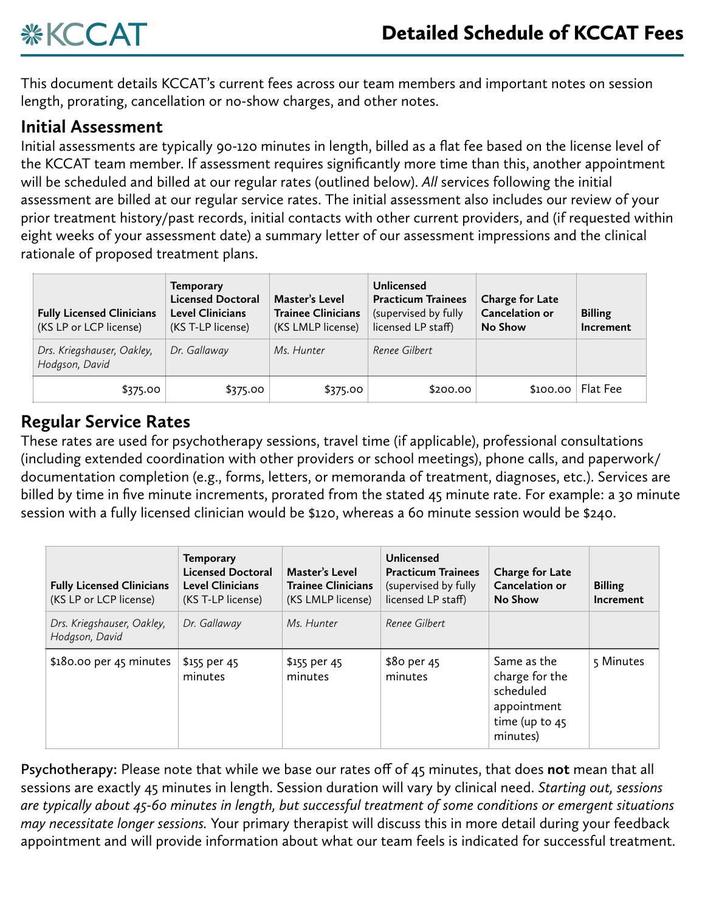# KCCAT

## Detailed Schedule of KCCAT Fees

This document details KCCAT's current fees across our team members and important notes on session length, prorating, cancellation or no-show charges, and other notes.

## Initial Assessment

Initial assessments are typically 90-120 minutes in length, billed as a flat fee based on the license level of the KCCAT team member. If assessment requires significantly more time than this, another appointment will be scheduled and billed at our regular rates (outlined below). *All* services following the initial assessment are billed at our regular service rates. The initial assessment also includes our review of your prior treatment history/past records, initial contacts with other current providers, and (if requested within eight weeks of your assessment date) a summary letter of our assessment impressions and the clinical rationale of proposed treatment plans.

| **Fully Licensed Clinicians** (KS LP or LCP license) | **Temporary Licensed Doctoral Level Clinicians** (KS T-LP license) | **Master's Level Trainee Clinicians** (KS LMLP license) | **Unlicensed Practicum Trainees** (supervised by fully licensed LP staff) | **Charge for Late Cancelation or No Show** | **Billing Increment** |
|---|---|---|---|---|---|
| *Drs. Kriegshauser, Oakley, Hodgson, David* | *Dr. Gallaway* | *Ms. Hunter* | *Renee Gilbert* | | |
| $375.00 | $375.00 | $375.00 | $200.00 | $100.00 | Flat Fee |

## Regular Service Rates

These rates are used for psychotherapy sessions, travel time (if applicable), professional consultations (including extended coordination with other providers or school meetings), phone calls, and paperwork/documentation completion (e.g., forms, letters, or memoranda of treatment, diagnoses, etc.). Services are billed by time in five minute increments, prorated from the stated 45 minute rate. For example: a 30 minute session with a fully licensed clinician would be $120, whereas a 60 minute session would be $240.

| **Fully Licensed Clinicians** (KS LP or LCP license) | **Temporary Licensed Doctoral Level Clinicians** (KS T-LP license) | **Master's Level Trainee Clinicians** (KS LMLP license) | **Unlicensed Practicum Trainees** (supervised by fully licensed LP staff) | **Charge for Late Cancelation or No Show** | **Billing Increment** |
|---|---|---|---|---|---|
| *Drs. Kriegshauser, Oakley, Hodgson, David* | *Dr. Gallaway* | *Ms. Hunter* | *Renee Gilbert* | | |
| $180.00 per 45 minutes | $155 per 45 minutes | $155 per 45 minutes | $80 per 45 minutes | Same as the charge for the scheduled appointment time (up to 45 minutes) | 5 Minutes |

**Psychotherapy:** Please note that while we base our rates off of 45 minutes, that does **not** mean that all sessions are exactly 45 minutes in length. Session duration will vary by clinical need. *Starting out, sessions are typically about 45-60 minutes in length, but successful treatment of some conditions or emergent situations may necessitate longer sessions.* Your primary therapist will discuss this in more detail during your feedback appointment and will provide information about what our team feels is indicated for successful treatment.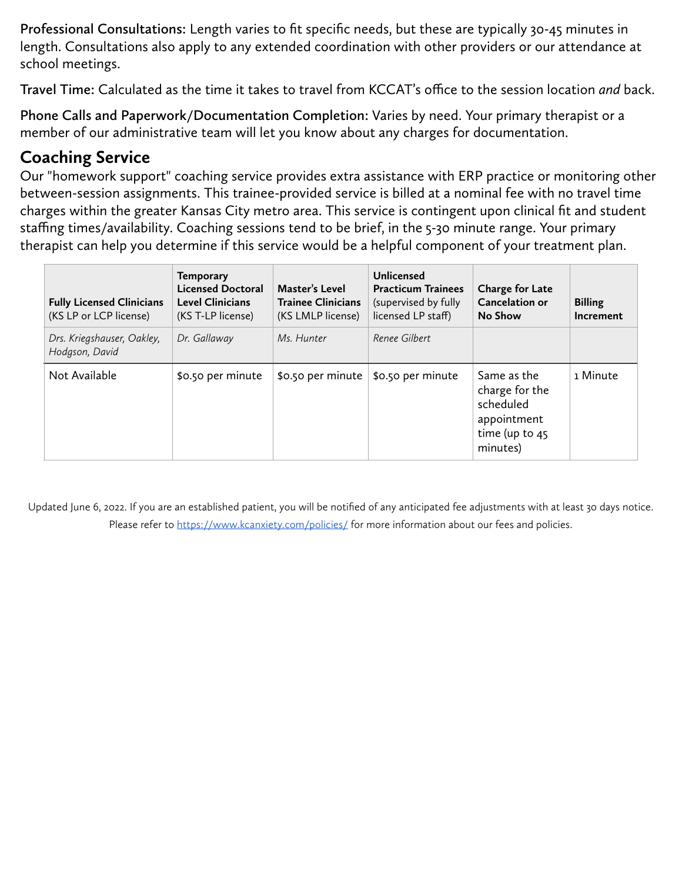**Professional Consultations:** Length varies to fit specific needs, but these are typically 30-45 minutes in length. Consultations also apply to any extended coordination with other providers or our attendance at school meetings.

**Travel Time:** Calculated as the time it takes to travel from KCCAT's office to the session location *and* back.

**Phone Calls and Paperwork/Documentation Completion:** Varies by need. Your primary therapist or a member of our administrative team will let you know about any charges for documentation.

## Coaching Service

Our "homework support" coaching service provides extra assistance with ERP practice or monitoring other between-session assignments. This trainee-provided service is billed at a nominal fee with no travel time charges within the greater Kansas City metro area. This service is contingent upon clinical fit and student staffing times/availability. Coaching sessions tend to be brief, in the 5-30 minute range. Your primary therapist can help you determine if this service would be a helpful component of your treatment plan.

| **Fully Licensed Clinicians** (KS LP or LCP license) | **Temporary Licensed Doctoral Level Clinicians** (KS T-LP license) | **Master's Level Trainee Clinicians** (KS LMLP license) | **Unlicensed Practicum Trainees** (supervised by fully licensed LP staff) | **Charge for Late Cancelation or No Show** | **Billing Increment** |
|---|---|---|---|---|---|
| *Drs. Kriegshauser, Oakley, Hodgson, David* | *Dr. Gallaway* | *Ms. Hunter* | *Renee Gilbert* | | |
| Not Available | $0.50 per minute | $0.50 per minute | $0.50 per minute | Same as the charge for the scheduled appointment time (up to 45 minutes) | 1 Minute |

Updated June 6, 2022. If you are an established patient, you will be notified of any anticipated fee adjustments with at least 30 days notice. Please refer to https://www.kcanxiety.com/policies/ for more information about our fees and policies.